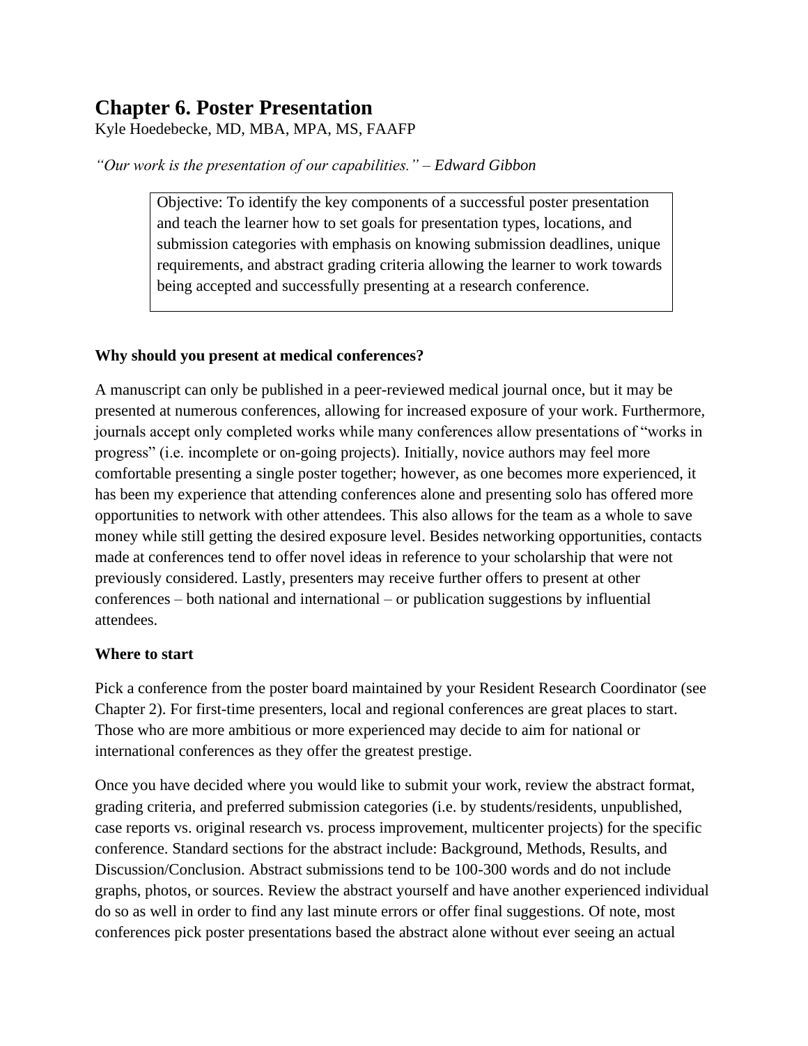# Chapter 6. Poster Presentation

Kyle Hoedebecke, MD, MBA, MPA, MS, FAAFP

*"Our work is the presentation of our capabilities." – Edward Gibbon*

> Objective: To identify the key components of a successful poster presentation and teach the learner how to set goals for presentation types, locations, and submission categories with emphasis on knowing submission deadlines, unique requirements, and abstract grading criteria allowing the learner to work towards being accepted and successfully presenting at a research conference.

**Why should you present at medical conferences?**

A manuscript can only be published in a peer-reviewed medical journal once, but it may be presented at numerous conferences, allowing for increased exposure of your work. Furthermore, journals accept only completed works while many conferences allow presentations of "works in progress" (i.e. incomplete or on-going projects). Initially, novice authors may feel more comfortable presenting a single poster together; however, as one becomes more experienced, it has been my experience that attending conferences alone and presenting solo has offered more opportunities to network with other attendees. This also allows for the team as a whole to save money while still getting the desired exposure level. Besides networking opportunities, contacts made at conferences tend to offer novel ideas in reference to your scholarship that were not previously considered. Lastly, presenters may receive further offers to present at other conferences – both national and international – or publication suggestions by influential attendees.

**Where to start**

Pick a conference from the poster board maintained by your Resident Research Coordinator (see Chapter 2). For first-time presenters, local and regional conferences are great places to start. Those who are more ambitious or more experienced may decide to aim for national or international conferences as they offer the greatest prestige.

Once you have decided where you would like to submit your work, review the abstract format, grading criteria, and preferred submission categories (i.e. by students/residents, unpublished, case reports vs. original research vs. process improvement, multicenter projects) for the specific conference. Standard sections for the abstract include: Background, Methods, Results, and Discussion/Conclusion. Abstract submissions tend to be 100-300 words and do not include graphs, photos, or sources. Review the abstract yourself and have another experienced individual do so as well in order to find any last minute errors or offer final suggestions. Of note, most conferences pick poster presentations based the abstract alone without ever seeing an actual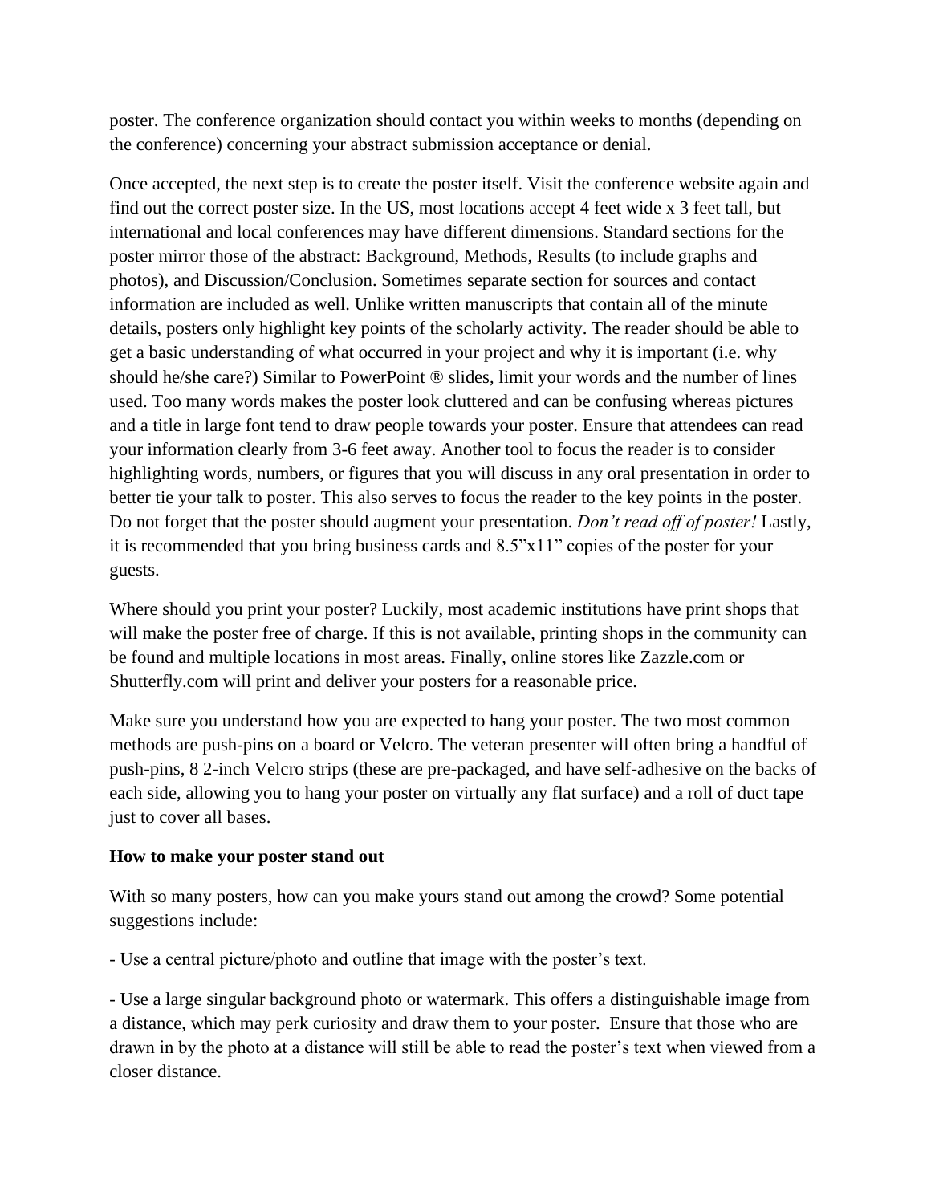poster. The conference organization should contact you within weeks to months (depending on the conference) concerning your abstract submission acceptance or denial.

Once accepted, the next step is to create the poster itself. Visit the conference website again and find out the correct poster size. In the US, most locations accept 4 feet wide x 3 feet tall, but international and local conferences may have different dimensions. Standard sections for the poster mirror those of the abstract: Background, Methods, Results (to include graphs and photos), and Discussion/Conclusion. Sometimes separate section for sources and contact information are included as well. Unlike written manuscripts that contain all of the minute details, posters only highlight key points of the scholarly activity. The reader should be able to get a basic understanding of what occurred in your project and why it is important (i.e. why should he/she care?) Similar to PowerPoint ® slides, limit your words and the number of lines used. Too many words makes the poster look cluttered and can be confusing whereas pictures and a title in large font tend to draw people towards your poster. Ensure that attendees can read your information clearly from 3-6 feet away. Another tool to focus the reader is to consider highlighting words, numbers, or figures that you will discuss in any oral presentation in order to better tie your talk to poster. This also serves to focus the reader to the key points in the poster. Do not forget that the poster should augment your presentation. *Don't read off of poster!* Lastly, it is recommended that you bring business cards and 8.5"x11" copies of the poster for your guests.

Where should you print your poster? Luckily, most academic institutions have print shops that will make the poster free of charge. If this is not available, printing shops in the community can be found and multiple locations in most areas. Finally, online stores like Zazzle.com or Shutterfly.com will print and deliver your posters for a reasonable price.

Make sure you understand how you are expected to hang your poster. The two most common methods are push-pins on a board or Velcro. The veteran presenter will often bring a handful of push-pins, 8 2-inch Velcro strips (these are pre-packaged, and have self-adhesive on the backs of each side, allowing you to hang your poster on virtually any flat surface) and a roll of duct tape just to cover all bases.

**How to make your poster stand out**

With so many posters, how can you make yours stand out among the crowd? Some potential suggestions include:

- Use a central picture/photo and outline that image with the poster's text.

- Use a large singular background photo or watermark. This offers a distinguishable image from a distance, which may perk curiosity and draw them to your poster. Ensure that those who are drawn in by the photo at a distance will still be able to read the poster's text when viewed from a closer distance.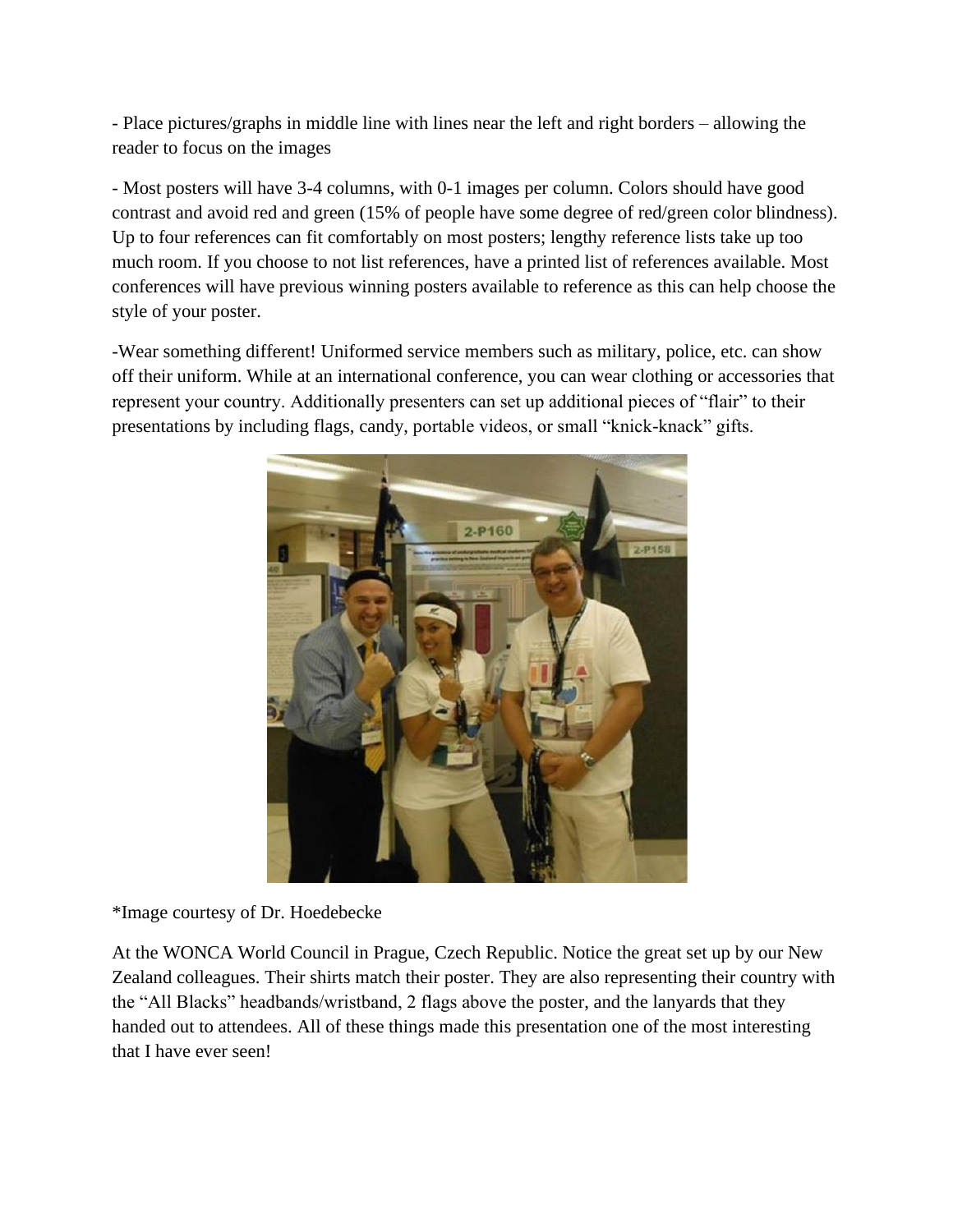- Place pictures/graphs in middle line with lines near the left and right borders – allowing the reader to focus on the images

- Most posters will have 3-4 columns, with 0-1 images per column. Colors should have good contrast and avoid red and green (15% of people have some degree of red/green color blindness). Up to four references can fit comfortably on most posters; lengthy reference lists take up too much room. If you choose to not list references, have a printed list of references available. Most conferences will have previous winning posters available to reference as this can help choose the style of your poster.

-Wear something different! Uniformed service members such as military, police, etc. can show off their uniform. While at an international conference, you can wear clothing or accessories that represent your country. Additionally presenters can set up additional pieces of "flair" to their presentations by including flags, candy, portable videos, or small "knick-knack" gifts.

*Image courtesy of Dr. Hoedebecke

At the WONCA World Council in Prague, Czech Republic. Notice the great set up by our New Zealand colleagues. Their shirts match their poster. They are also representing their country with the "All Blacks" headbands/wristband, 2 flags above the poster, and the lanyards that they handed out to attendees. All of these things made this presentation one of the most interesting that I have ever seen!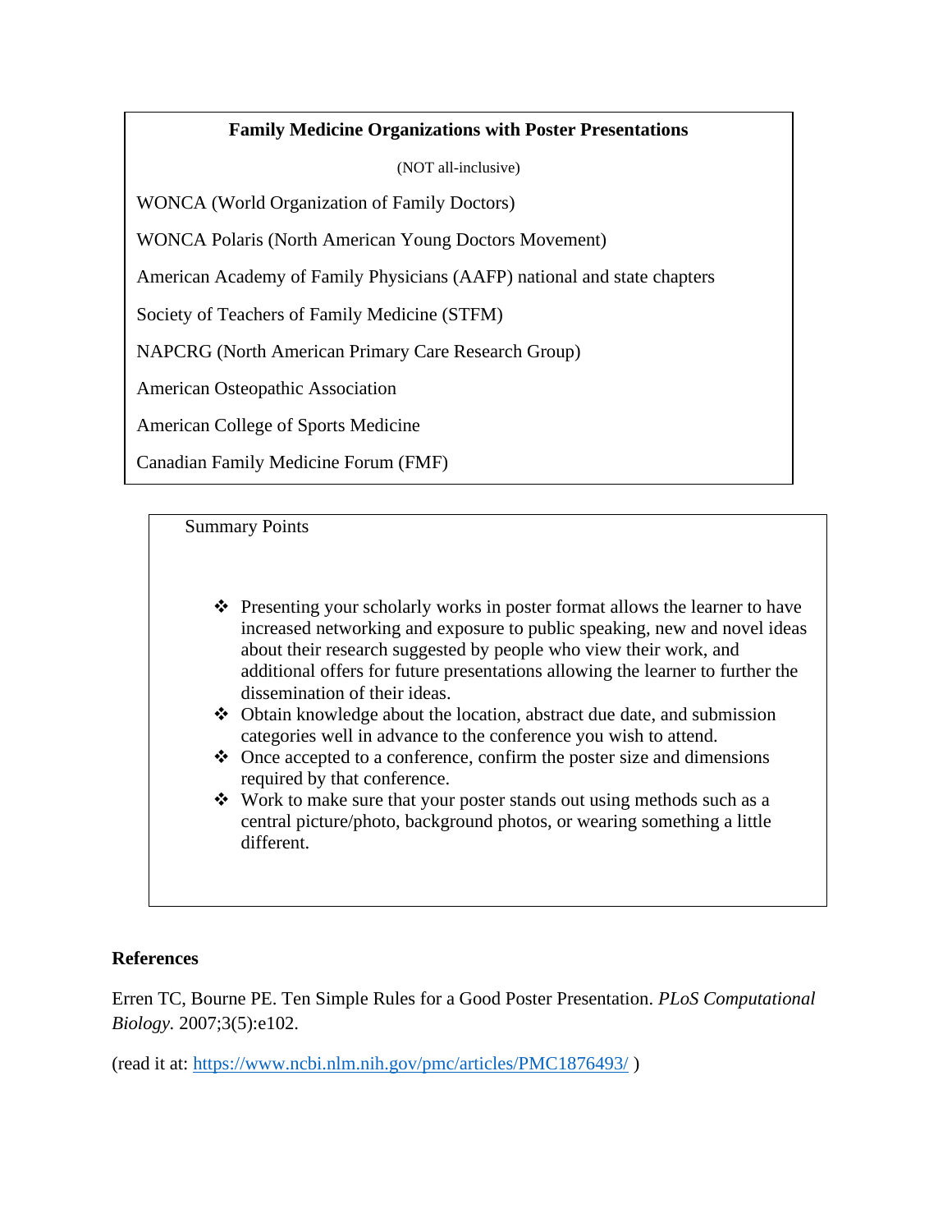**Family Medicine Organizations with Poster Presentations**

(NOT all-inclusive)

WONCA (World Organization of Family Doctors)

WONCA Polaris (North American Young Doctors Movement)

American Academy of Family Physicians (AAFP) national and state chapters

Society of Teachers of Family Medicine (STFM)

NAPCRG (North American Primary Care Research Group)

American Osteopathic Association

American College of Sports Medicine

Canadian Family Medicine Forum (FMF)

Summary Points

- Presenting your scholarly works in poster format allows the learner to have increased networking and exposure to public speaking, new and novel ideas about their research suggested by people who view their work, and additional offers for future presentations allowing the learner to further the dissemination of their ideas.
- Obtain knowledge about the location, abstract due date, and submission categories well in advance to the conference you wish to attend.
- Once accepted to a conference, confirm the poster size and dimensions required by that conference.
- Work to make sure that your poster stands out using methods such as a central picture/photo, background photos, or wearing something a little different.

**References**

Erren TC, Bourne PE. Ten Simple Rules for a Good Poster Presentation. *PLoS Computational Biology.* 2007;3(5):e102.

(read it at: https://www.ncbi.nlm.nih.gov/pmc/articles/PMC1876493/ )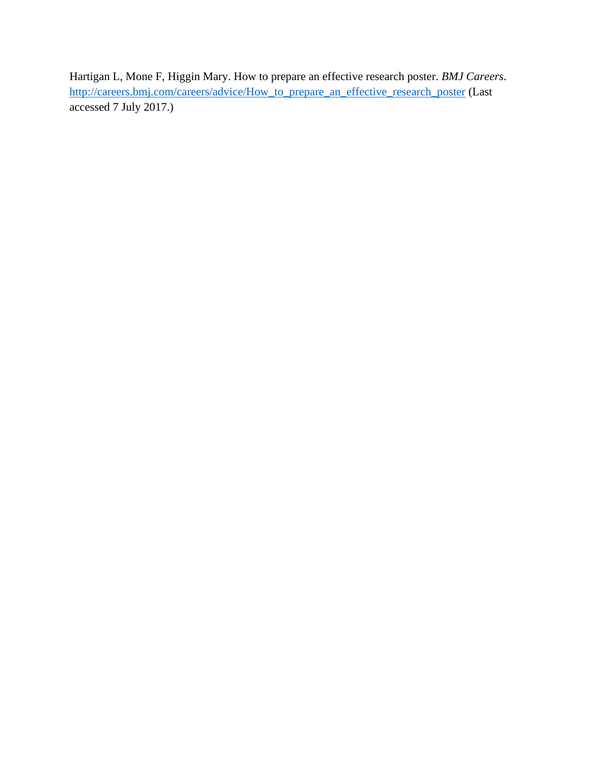Hartigan L, Mone F, Higgin Mary. How to prepare an effective research poster. *BMJ Careers*. [http://careers.bmj.com/careers/advice/How_to_prepare_an_effective_research_poster](http://careers.bmj.com/careers/advice/How_to_prepare_an_effective_research_poster) (Last accessed 7 July 2017.)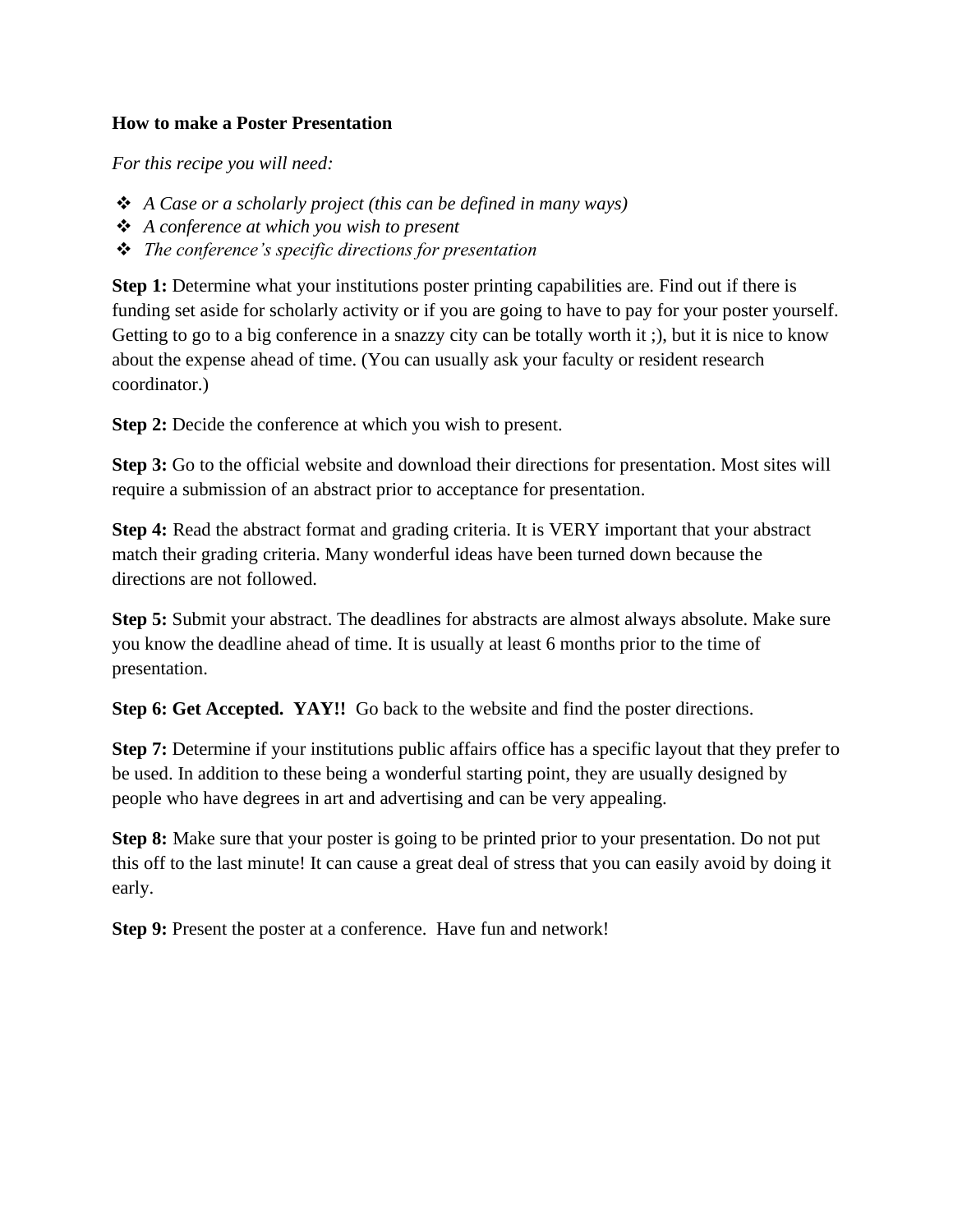**How to make a Poster Presentation**

*For this recipe you will need:*

- *A Case or a scholarly project (this can be defined in many ways)*
- *A conference at which you wish to present*
- *The conference's specific directions for presentation*

**Step 1:** Determine what your institutions poster printing capabilities are. Find out if there is funding set aside for scholarly activity or if you are going to have to pay for your poster yourself. Getting to go to a big conference in a snazzy city can be totally worth it ;), but it is nice to know about the expense ahead of time. (You can usually ask your faculty or resident research coordinator.)

**Step 2:** Decide the conference at which you wish to present.

**Step 3:** Go to the official website and download their directions for presentation. Most sites will require a submission of an abstract prior to acceptance for presentation.

**Step 4:** Read the abstract format and grading criteria. It is VERY important that your abstract match their grading criteria. Many wonderful ideas have been turned down because the directions are not followed.

**Step 5:** Submit your abstract. The deadlines for abstracts are almost always absolute. Make sure you know the deadline ahead of time. It is usually at least 6 months prior to the time of presentation.

**Step 6: Get Accepted. YAY!!** Go back to the website and find the poster directions.

**Step 7:** Determine if your institutions public affairs office has a specific layout that they prefer to be used. In addition to these being a wonderful starting point, they are usually designed by people who have degrees in art and advertising and can be very appealing.

**Step 8:** Make sure that your poster is going to be printed prior to your presentation. Do not put this off to the last minute! It can cause a great deal of stress that you can easily avoid by doing it early.

**Step 9:** Present the poster at a conference. Have fun and network!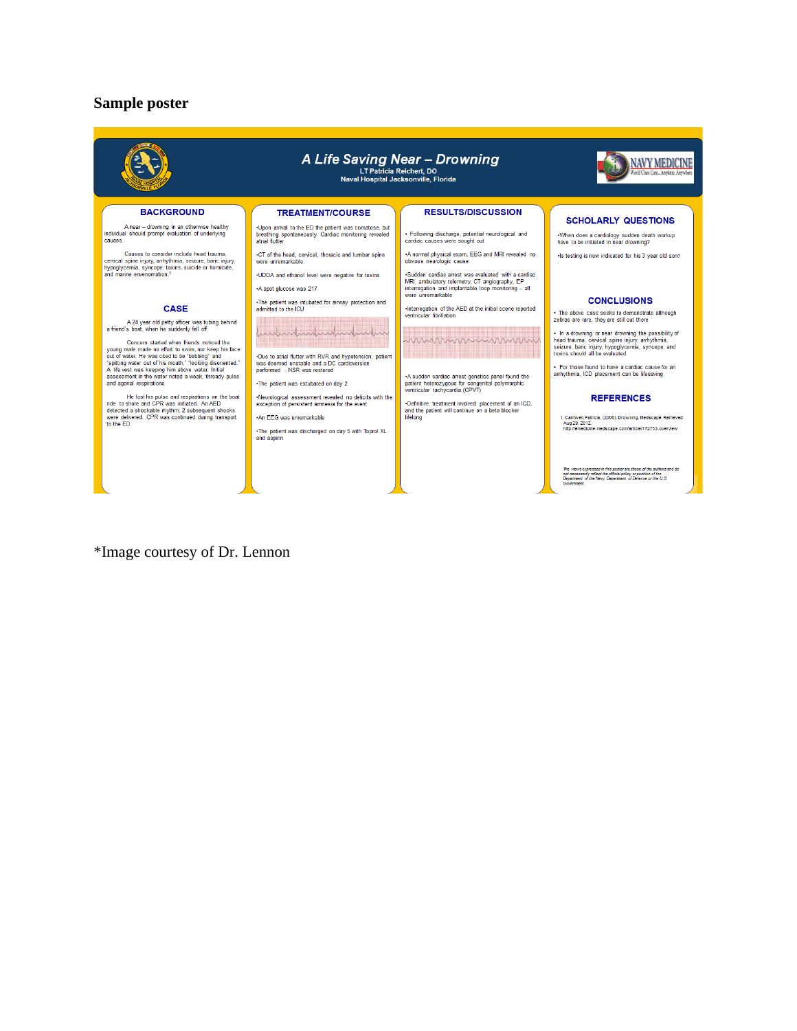**Sample poster**

# A Life Saving Near – Drowning

LT Patricia Reichert, DO
Naval Hospital Jacksonville, Florida

NAVY MEDICINE
World Class Care...Anytime, Anywhere

## BACKGROUND

A near – drowning in an otherwise healthy individual should prompt evaluation of underlying causes.

Causes to consider include head trauma, cervical spine injury, arrhythmia, seizure, baric injury, hypoglycemia, syncope, toxins, suicide or homicide, and marine envenomation.[1]

## CASE

A 24 year old petty officer was tubing behind a friend's boat, when he suddenly fell off.

Concern started when friends noticed the young male made no effort to swim, nor keep his face out of water. He was cited to be "bobbing" and "spitting water out of his mouth," "looking disoriented." A life vest was keeping him above water. Initial assessment in the water noted a weak, thready pulse and agonal respirations.

He lost his pulse and respirations on the boat ride to shore and CPR was initiated. An AED detected a shockable rhythm; 2 subsequent shocks were delivered. CPR was continued during transport to the ED.

## TREATMENT/COURSE

- Upon arrival to the ED the patient was comatose, but breathing spontaneously. Cardiac monitoring revealed atrial flutter
- CT of the head, cervical, thoracic and lumbar spine were unremarkable.
- UDOA and ethanol level were negative for toxins
- A spot glucose was 217
- The patient was intubated for airway protection and admitted to the ICU
- Due to atrial flutter with RVR and hypotension, patient was deemed unstable and a DC cardioversion performed - NSR was restored
- The patient was extubated on day 2
- Neurological assessment revealed no deficits with the exception of persistent amnesia for the event
- An EEG was unremarkable
- The patient was discharged on day 5 with Toprol XL and aspirin

## RESULTS/DISCUSSION

- Following discharge, potential neurological and cardiac causes were sought out
- A normal physical exam, EEG and MRI revealed no obvious neurologic cause
- Sudden cardiac arrest was evaluated with a cardiac MRI, ambulatory telemetry, CT angiography, EP interrogation and implantable loop monitoring – all were unremarkable
- Interrogation of the AED at the initial scene reported ventricular fibrillation
- A sudden cardiac arrest genetics panel found the patient heterozygous for congenital polymorphic ventricular tachycardia (CPVT)
- Definitive treatment involved placement of an ICD, and the patient will continue on a beta blocker lifelong

## SCHOLARLY QUESTIONS

- When does a cardiology sudden death workup have to be initiated in near drowning?
- Is testing is now indicated for his 3 year old son?

## CONCLUSIONS

- The above case seeks to demonstrate although zebras are rare, they are still out there
- In a drowning or near drowning the possibility of head trauma, cervical spine injury, arrhythmia, seizure, baric injury, hypoglycemia, syncope, and toxins should all be evaluated
- For those found to have a cardiac cause for an arrhythmia, ICD placement can be lifesaving

## REFERENCES

1. Cantwell, Patricia. (2006). Drowning. Medscape. Retrieved Aug 29, 2012. http://emedicine.medscape.com/article/772753-overview

*The views expressed in this poster are those of the authors and do not necessarily reflect the official policy or position of the Department of the Navy, Department of Defense or the U.S. Government.*

*Image courtesy of Dr. Lennon